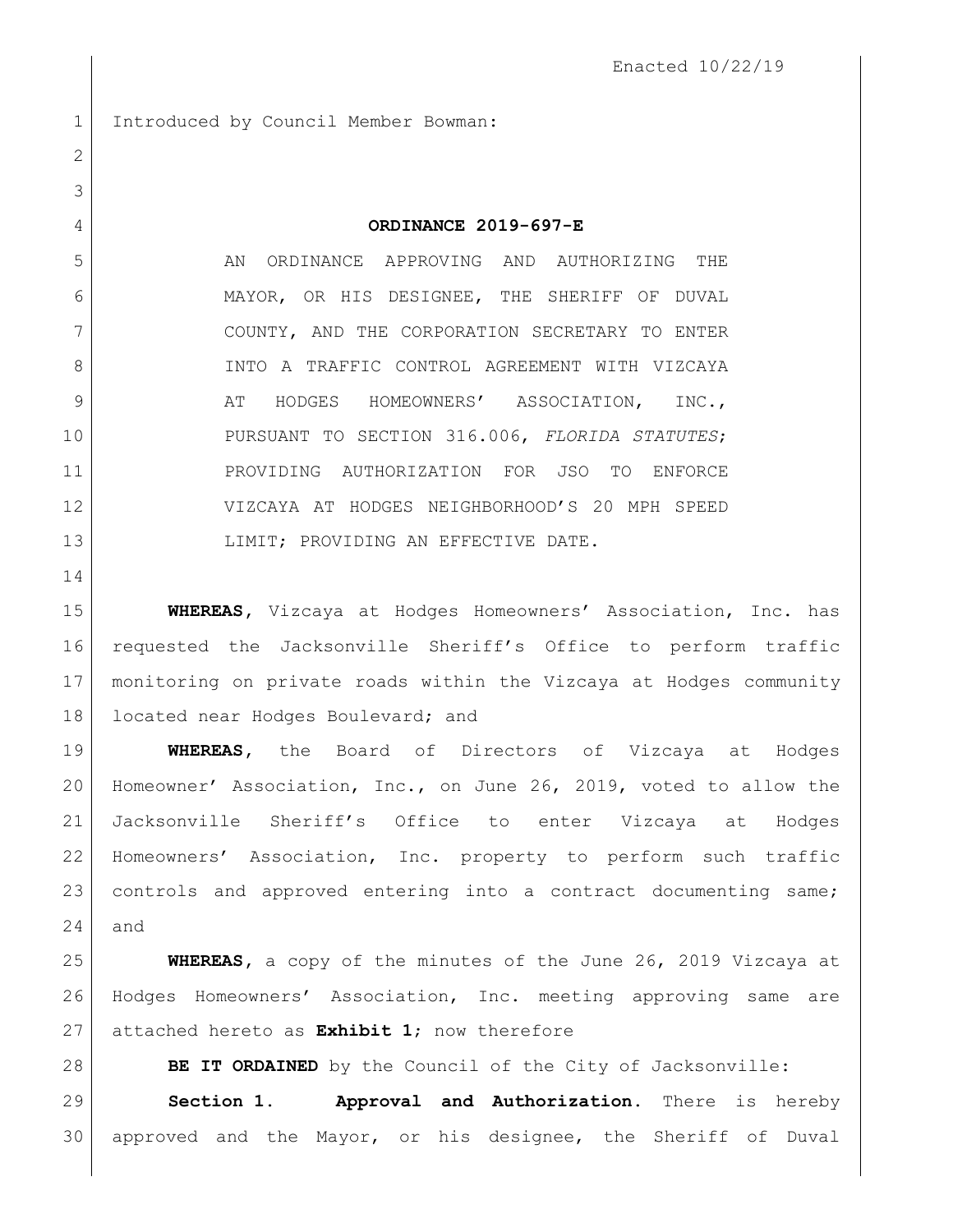Enacted 10/22/19

Introduced by Council Member Bowman:

**ORDINANCE 2019-697-E**

AN ORDINANCE APPROVING AND AUTHORIZING THE MAYOR, OR HIS DESIGNEE, THE SHERIFF OF DUVAL COUNTY, AND THE CORPORATION SECRETARY TO ENTER INTO A TRAFFIC CONTROL AGREEMENT WITH VIZCAYA AT HODGES HOMEOWNERS' ASSOCIATION, INC., PURSUANT TO SECTION 316.006, *FLORIDA STATUTES*; PROVIDING AUTHORIZATION FOR JSO TO ENFORCE VIZCAYA AT HODGES NEIGHBORHOOD'S 20 MPH SPEED LIMIT; PROVIDING AN EFFECTIVE DATE.

**WHEREAS**, Vizcaya at Hodges Homeowners' Association, Inc. has requested the Jacksonville Sheriff's Office to perform traffic monitoring on private roads within the Vizcaya at Hodges community located near Hodges Boulevard; and

**WHEREAS**, the Board of Directors of Vizcaya at Hodges Homeowner' Association, Inc., on June 26, 2019, voted to allow the Jacksonville Sheriff's Office to enter Vizcaya at Hodges Homeowners' Association, Inc. property to perform such traffic controls and approved entering into a contract documenting same; and

**WHEREAS**, a copy of the minutes of the June 26, 2019 Vizcaya at Hodges Homeowners' Association, Inc. meeting approving same are attached hereto as **Exhibit 1**; now therefore

**BE IT ORDAINED** by the Council of the City of Jacksonville:

**Section 1. Approval and Authorization.** There is hereby approved and the Mayor, or his designee, the Sheriff of Duval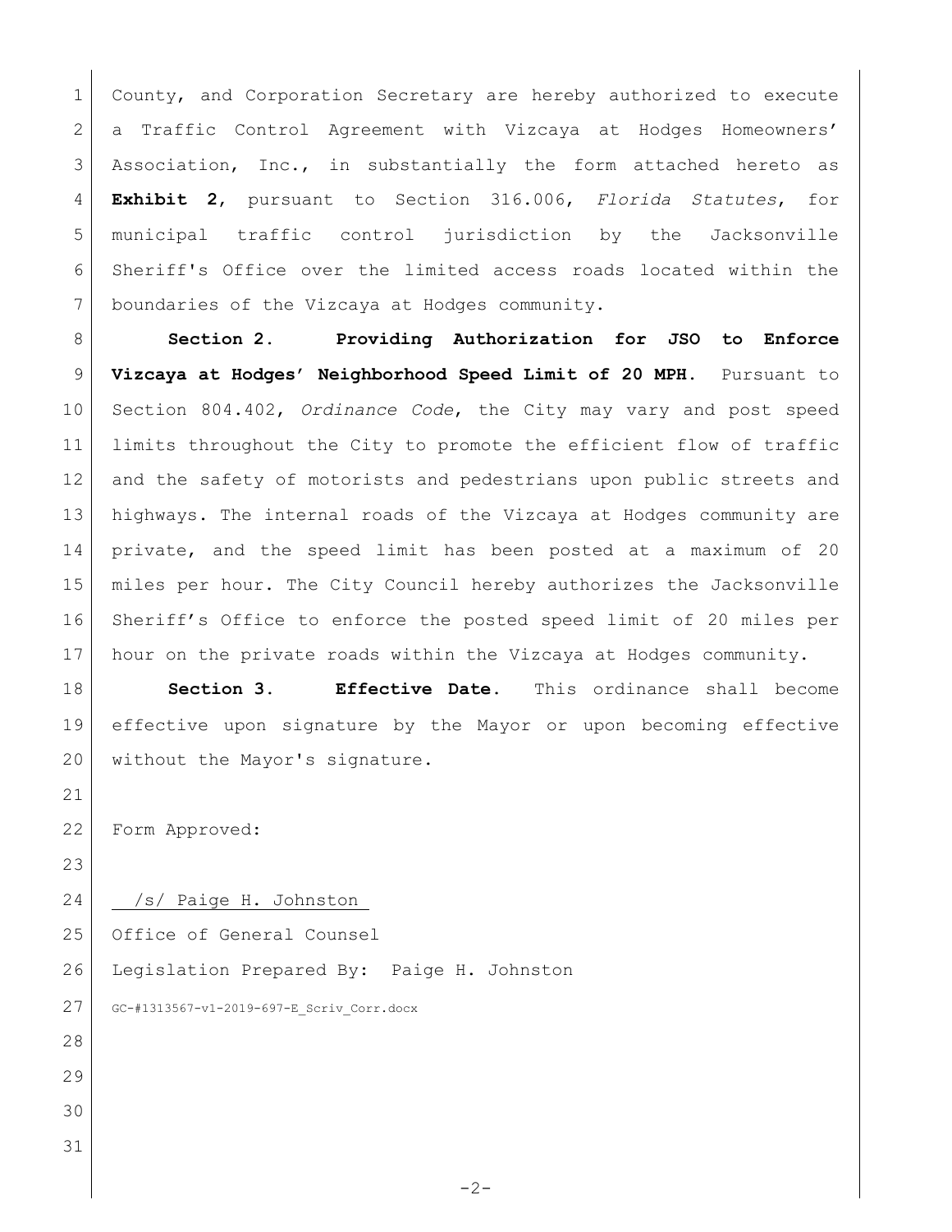County, and Corporation Secretary are hereby authorized to execute a Traffic Control Agreement with Vizcaya at Hodges Homeowners' Association, Inc., in substantially the form attached hereto as **Exhibit 2**, pursuant to Section 316.006, *Florida Statutes*, for municipal traffic control jurisdiction by the Jacksonville Sheriff's Office over the limited access roads located within the boundaries of the Vizcaya at Hodges community.

**Section 2. Providing Authorization for JSO to Enforce Vizcaya at Hodges' Neighborhood Speed Limit of 20 MPH.** Pursuant to Section 804.402, *Ordinance Code*, the City may vary and post speed limits throughout the City to promote the efficient flow of traffic and the safety of motorists and pedestrians upon public streets and highways. The internal roads of the Vizcaya at Hodges community are private, and the speed limit has been posted at a maximum of 20 miles per hour. The City Council hereby authorizes the Jacksonville Sheriff's Office to enforce the posted speed limit of 20 miles per hour on the private roads within the Vizcaya at Hodges community.

**Section 3. Effective Date.** This ordinance shall become effective upon signature by the Mayor or upon becoming effective without the Mayor's signature.

Form Approved:

/s/ Paige H. Johnston

Office of General Counsel

Legislation Prepared By: Paige H. Johnston

GC-#1313567-v1-2019-697-E_Scriv_Corr.docx